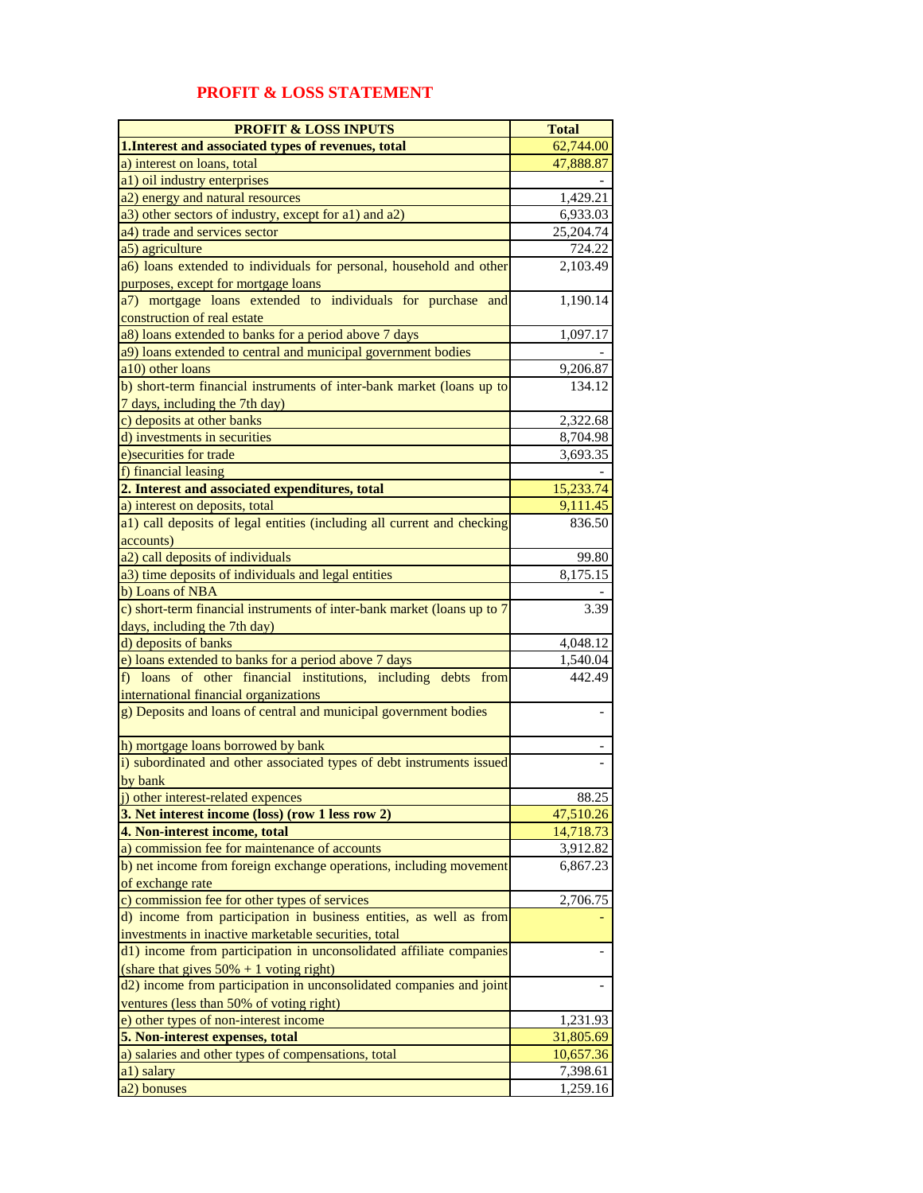# PROFIT & LOSS STATEMENT

| PROFIT & LOSS INPUTS | Total |
|---|---|
| **1.Interest and associated types of revenues, total** | 62,744.00 |
| a) interest on loans, total | 47,888.87 |
| a1) oil industry enterprises | - |
| a2) energy and natural resources | 1,429.21 |
| a3) other sectors of industry, except for a1) and a2) | 6,933.03 |
| a4) trade and services sector | 25,204.74 |
| a5) agriculture | 724.22 |
| a6) loans extended to individuals for personal, household and other purposes, except for mortgage loans | 2,103.49 |
| a7) mortgage loans extended to individuals for purchase and construction of real estate | 1,190.14 |
| a8) loans extended to banks for a period above 7 days | 1,097.17 |
| a9) loans extended to central and municipal government bodies | - |
| a10) other loans | 9,206.87 |
| b) short-term financial instruments of inter-bank market (loans up to 7 days, including the 7th day) | 134.12 |
| c) deposits at other banks | 2,322.68 |
| d) investments in securities | 8,704.98 |
| e)securities for trade | 3,693.35 |
| f) financial leasing | - |
| **2. Interest and associated expenditures, total** | 15,233.74 |
| a) interest on deposits, total | 9,111.45 |
| a1) call deposits of legal entities (including all current and checking accounts) | 836.50 |
| a2) call deposits of individuals | 99.80 |
| a3) time deposits of individuals and legal entities | 8,175.15 |
| b) Loans of NBA | - |
| c) short-term financial instruments of inter-bank market (loans up to 7 days, including the 7th day) | 3.39 |
| d) deposits of banks | 4,048.12 |
| e) loans extended to banks for a period above 7 days | 1,540.04 |
| f) loans of other financial institutions, including debts from international financial organizations | 442.49 |
| g) Deposits and loans of central and municipal government bodies | - |
| h) mortgage loans borrowed by bank | - |
| i) subordinated and other associated types of debt instruments issued by bank | - |
| j) other interest-related expences | 88.25 |
| **3. Net interest income (loss) (row 1 less row 2)** | 47,510.26 |
| **4. Non-interest income, total** | 14,718.73 |
| a) commission fee for maintenance of accounts | 3,912.82 |
| b) net income from foreign exchange operations, including movement of exchange rate | 6,867.23 |
| c) commission fee for other types of services | 2,706.75 |
| d) income from participation in business entities, as well as from investments in inactive marketable securities, total | - |
| d1) income from participation in unconsolidated affiliate companies (share that gives 50% + 1 voting right) | - |
| d2) income from participation in unconsolidated companies and joint ventures (less than 50% of voting right) | - |
| e) other types of non-interest income | 1,231.93 |
| **5. Non-interest expenses, total** | 31,805.69 |
| a) salaries and other types of compensations, total | 10,657.36 |
| a1) salary | 7,398.61 |
| a2) bonuses | 1,259.16 |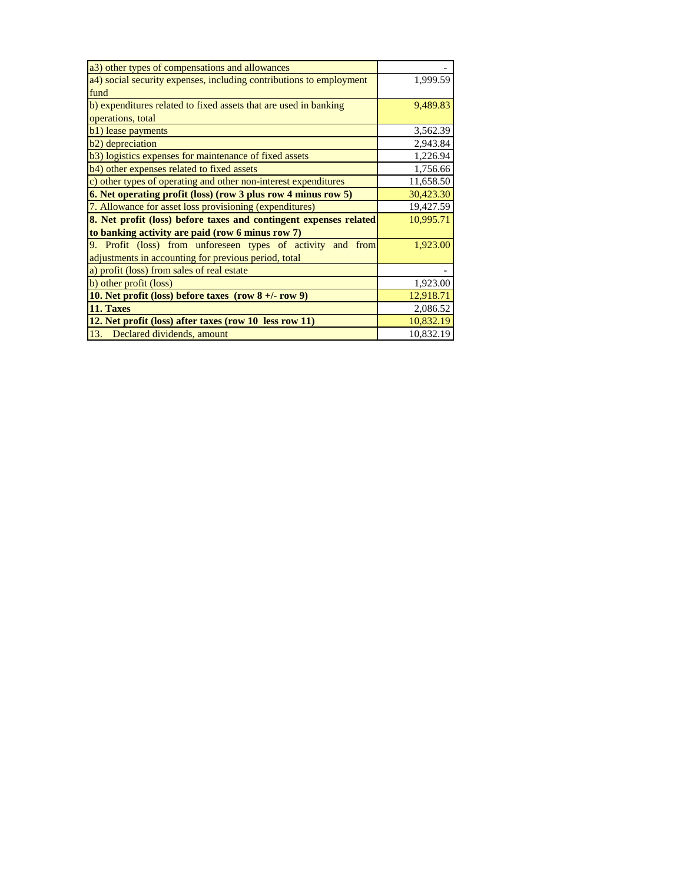| | |
|---|---|
| a3) other types of compensations and allowances | - |
| a4) social security expenses, including contributions to employment fund | 1,999.59 |
| b) expenditures related to fixed assets that are used in banking operations, total | 9,489.83 |
| b1) lease payments | 3,562.39 |
| b2) depreciation | 2,943.84 |
| b3) logistics expenses for maintenance of fixed assets | 1,226.94 |
| b4) other expenses related to fixed assets | 1,756.66 |
| c) other types of operating and other non-interest expenditures | 11,658.50 |
| **6. Net operating profit (loss) (row 3 plus row 4 minus row 5)** | 30,423.30 |
| 7. Allowance for asset loss provisioning (expenditures) | 19,427.59 |
| **8. Net profit (loss) before taxes and contingent expenses related to banking activity are paid (row 6 minus row 7)** | 10,995.71 |
| 9. Profit (loss) from unforeseen types of activity and from adjustments in accounting for previous period, total | 1,923.00 |
| a) profit (loss) from sales of real estate | - |
| b) other profit (loss) | 1,923.00 |
| **10. Net profit (loss) before taxes (row 8 +/- row 9)** | 12,918.71 |
| **11. Taxes** | 2,086.52 |
| **12. Net profit (loss) after taxes (row 10 less row 11)** | 10,832.19 |
| 13. Declared dividends, amount | 10,832.19 |